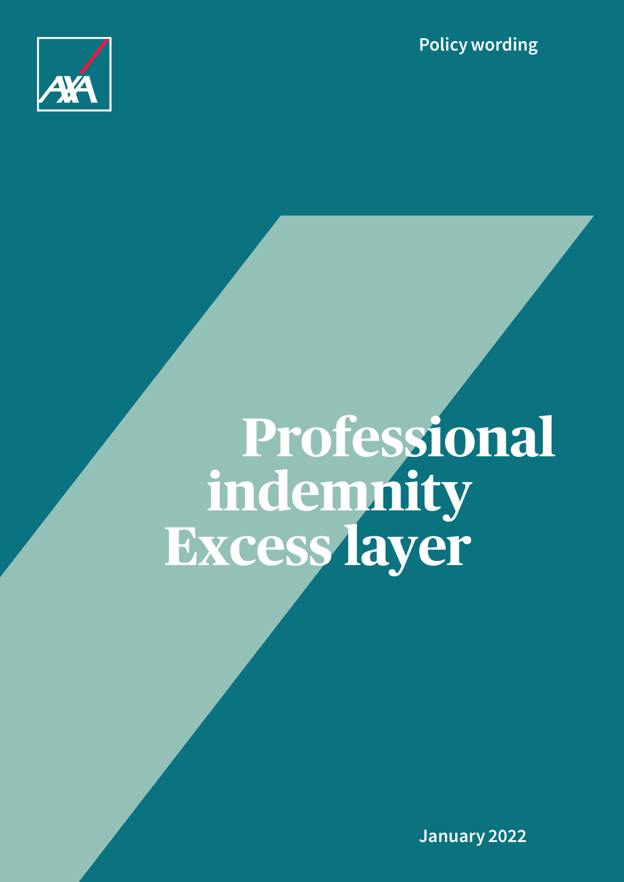Policy wording

# Professional indemnity Excess layer

January 2022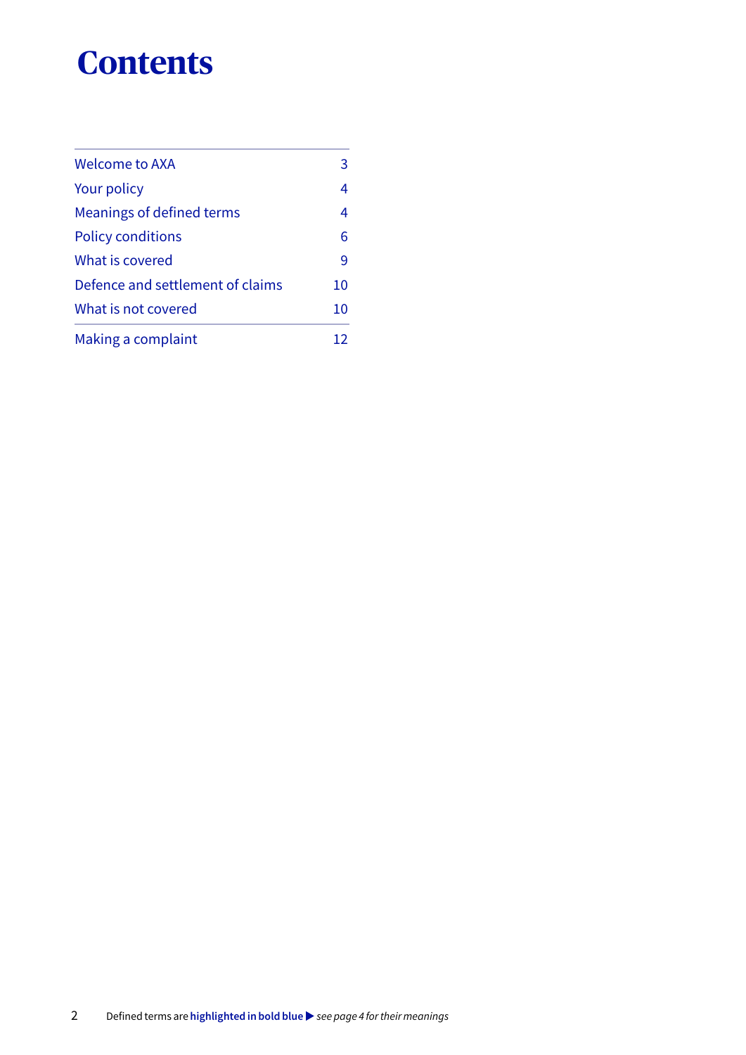# Contents

| | |
|---|---|
| Welcome to AXA | 3 |
| Your policy | 4 |
| Meanings of defined terms | 4 |
| Policy conditions | 6 |
| What is covered | 9 |
| Defence and settlement of claims | 10 |
| What is not covered | 10 |
| Making a complaint | 12 |

Defined terms are **highlighted in bold blue** ▶ *see page 4 for their meanings*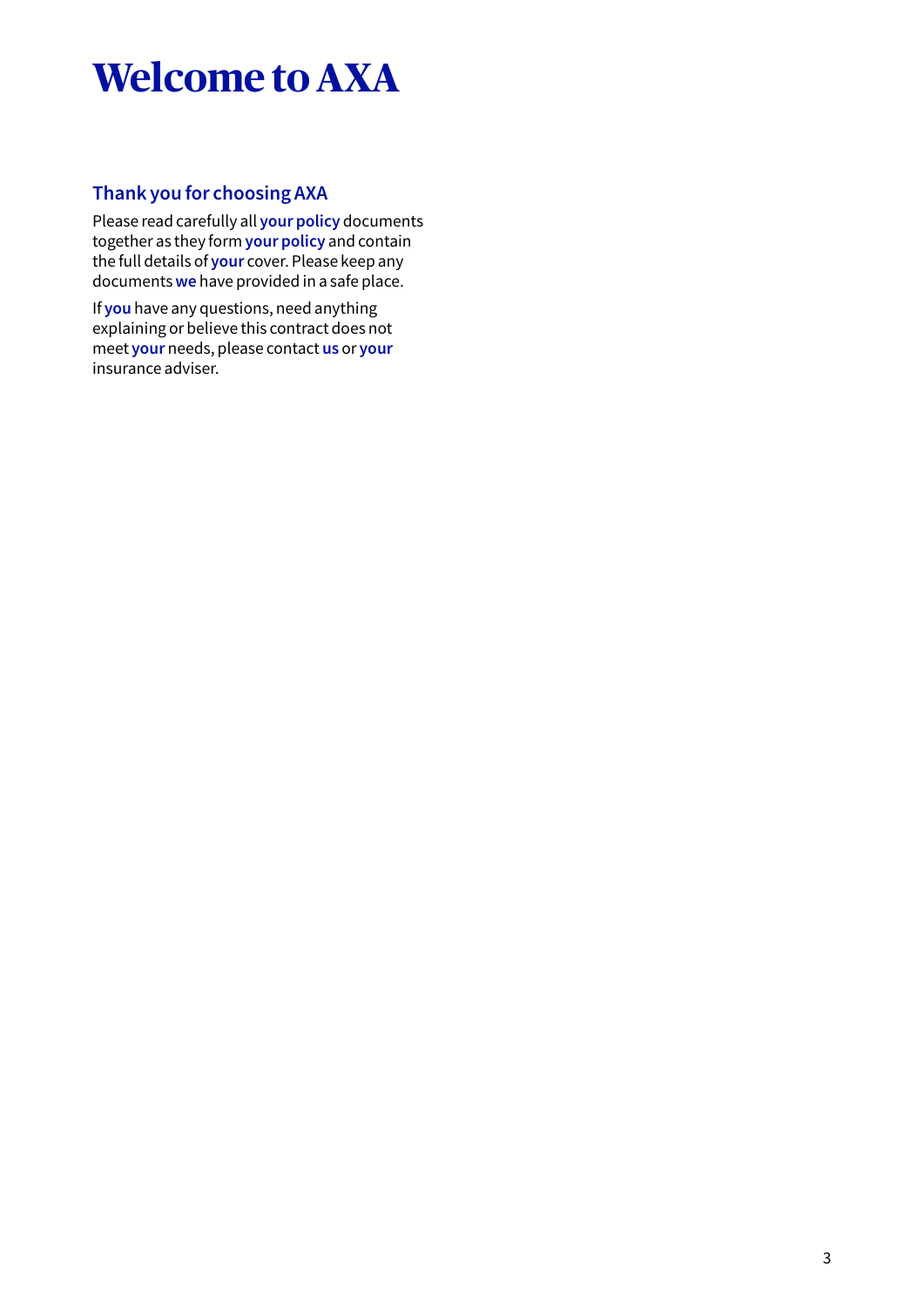# Welcome to AXA

## Thank you for choosing AXA

Please read carefully all **your policy** documents together as they form **your policy** and contain the full details of **your** cover. Please keep any documents **we** have provided in a safe place.

If **you** have any questions, need anything explaining or believe this contract does not meet **your** needs, please contact **us** or **your** insurance adviser.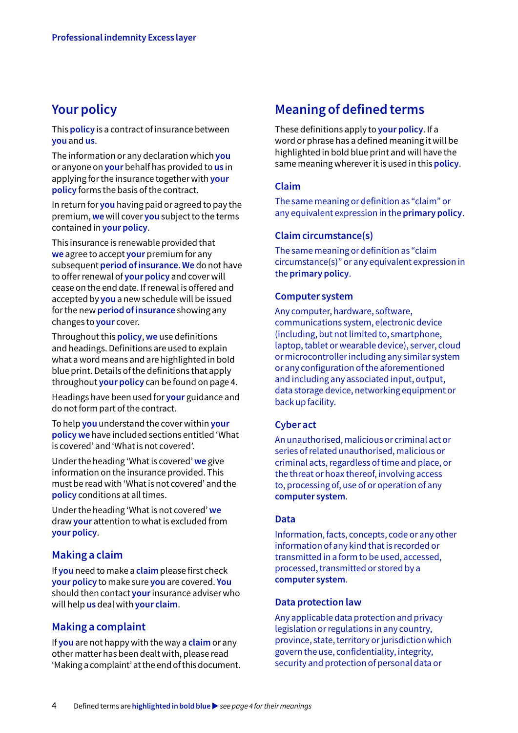## Your policy

This **policy** is a contract of insurance between **you** and **us**.

The information or any declaration which **you** or anyone on **your** behalf has provided to **us** in applying for the insurance together with **your policy** forms the basis of the contract.

In return for **you** having paid or agreed to pay the premium, **we** will cover **you** subject to the terms contained in **your policy**.

This insurance is renewable provided that **we** agree to accept **your** premium for any subsequent **period of insurance**. **We** do not have to offer renewal of **your policy** and cover will cease on the end date. If renewal is offered and accepted by **you** a new schedule will be issued for the new **period of insurance** showing any changes to **your** cover.

Throughout this **policy**, **we** use definitions and headings. Definitions are used to explain what a word means and are highlighted in bold blue print. Details of the definitions that apply throughout **your policy** can be found on page 4.

Headings have been used for **your** guidance and do not form part of the contract.

To help **you** understand the cover within **your policy we** have included sections entitled 'What is covered' and 'What is not covered'.

Under the heading 'What is covered' **we** give information on the insurance provided. This must be read with 'What is not covered' and the **policy** conditions at all times.

Under the heading 'What is not covered' **we** draw **your** attention to what is excluded from **your policy**.

### Making a claim

If **you** need to make a **claim** please first check **your policy** to make sure **you** are covered. **You** should then contact **your** insurance adviser who will help **us** deal with **your claim**.

### Making a complaint

If **you** are not happy with the way a **claim** or any other matter has been dealt with, please read 'Making a complaint' at the end of this document.

## Meaning of defined terms

These definitions apply to **your policy**. If a word or phrase has a defined meaning it will be highlighted in bold blue print and will have the same meaning wherever it is used in this **policy**.

### Claim

The same meaning or definition as "claim" or any equivalent expression in the **primary policy**.

### Claim circumstance(s)

The same meaning or definition as "claim circumstance(s)" or any equivalent expression in the **primary policy**.

### Computer system

Any computer, hardware, software, communications system, electronic device (including, but not limited to, smartphone, laptop, tablet or wearable device), server, cloud or microcontroller including any similar system or any configuration of the aforementioned and including any associated input, output, data storage device, networking equipment or back up facility.

### Cyber act

An unauthorised, malicious or criminal act or series of related unauthorised, malicious or criminal acts, regardless of time and place, or the threat or hoax thereof, involving access to, processing of, use of or operation of any **computer system**.

### Data

Information, facts, concepts, code or any other information of any kind that is recorded or transmitted in a form to be used, accessed, processed, transmitted or stored by a **computer system**.

### Data protection law

Any applicable data protection and privacy legislation or regulations in any country, province, state, territory or jurisdiction which govern the use, confidentiality, integrity, security and protection of personal data or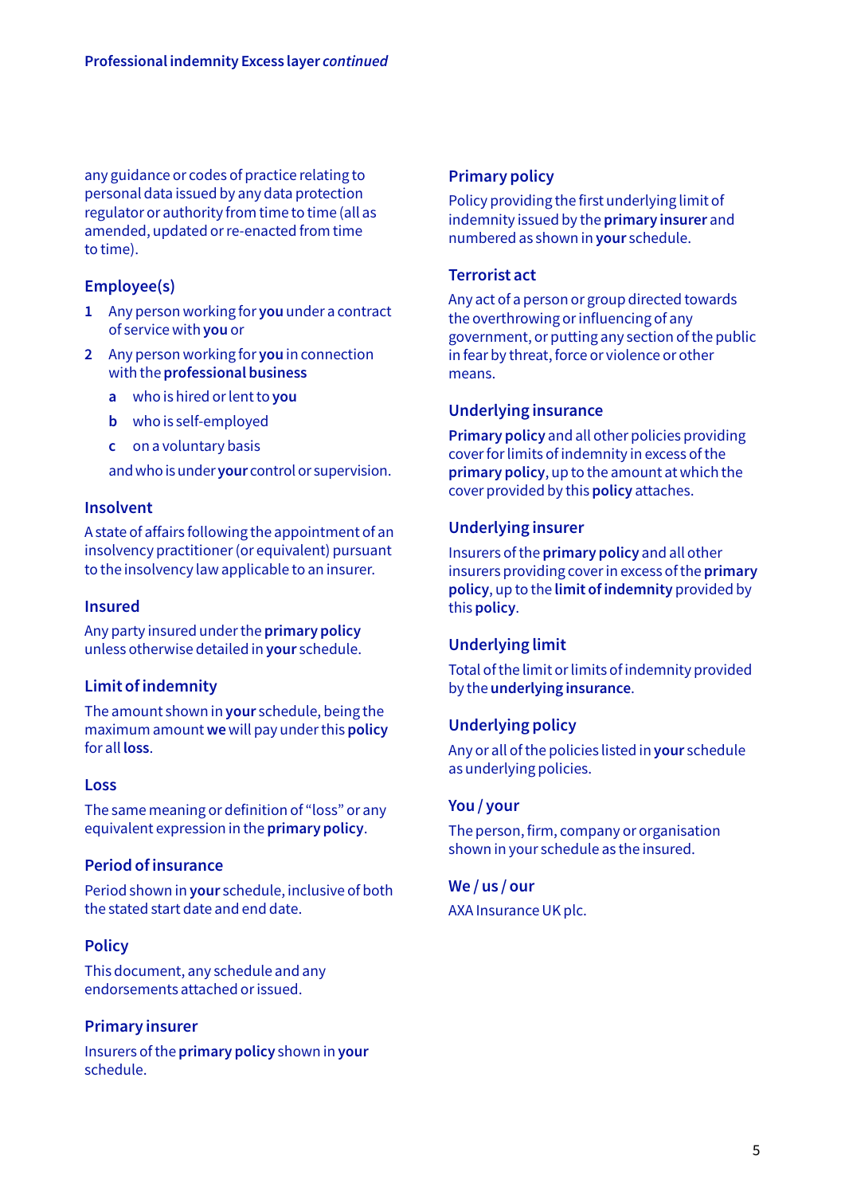any guidance or codes of practice relating to personal data issued by any data protection regulator or authority from time to time (all as amended, updated or re-enacted from time to time).

### Employee(s)

1. Any person working for **you** under a contract of service with **you** or
2. Any person working for **you** in connection with the **professional business**
   a. who is hired or lent to **you**
   b. who is self-employed
   c. on a voluntary basis

   and who is under **your** control or supervision.

### Insolvent

A state of affairs following the appointment of an insolvency practitioner (or equivalent) pursuant to the insolvency law applicable to an insurer.

### Insured

Any party insured under the **primary policy** unless otherwise detailed in **your** schedule.

### Limit of indemnity

The amount shown in **your** schedule, being the maximum amount **we** will pay under this **policy** for all **loss**.

### Loss

The same meaning or definition of "loss" or any equivalent expression in the **primary policy**.

### Period of insurance

Period shown in **your** schedule, inclusive of both the stated start date and end date.

### Policy

This document, any schedule and any endorsements attached or issued.

### Primary insurer

Insurers of the **primary policy** shown in **your** schedule.

### Primary policy

Policy providing the first underlying limit of indemnity issued by the **primary insurer** and numbered as shown in **your** schedule.

### Terrorist act

Any act of a person or group directed towards the overthrowing or influencing of any government, or putting any section of the public in fear by threat, force or violence or other means.

### Underlying insurance

**Primary policy** and all other policies providing cover for limits of indemnity in excess of the **primary policy**, up to the amount at which the cover provided by this **policy** attaches.

### Underlying insurer

Insurers of the **primary policy** and all other insurers providing cover in excess of the **primary policy**, up to the **limit of indemnity** provided by this **policy**.

### Underlying limit

Total of the limit or limits of indemnity provided by the **underlying insurance**.

### Underlying policy

Any or all of the policies listed in **your** schedule as underlying policies.

### You / your

The person, firm, company or organisation shown in your schedule as the insured.

### We / us / our

AXA Insurance UK plc.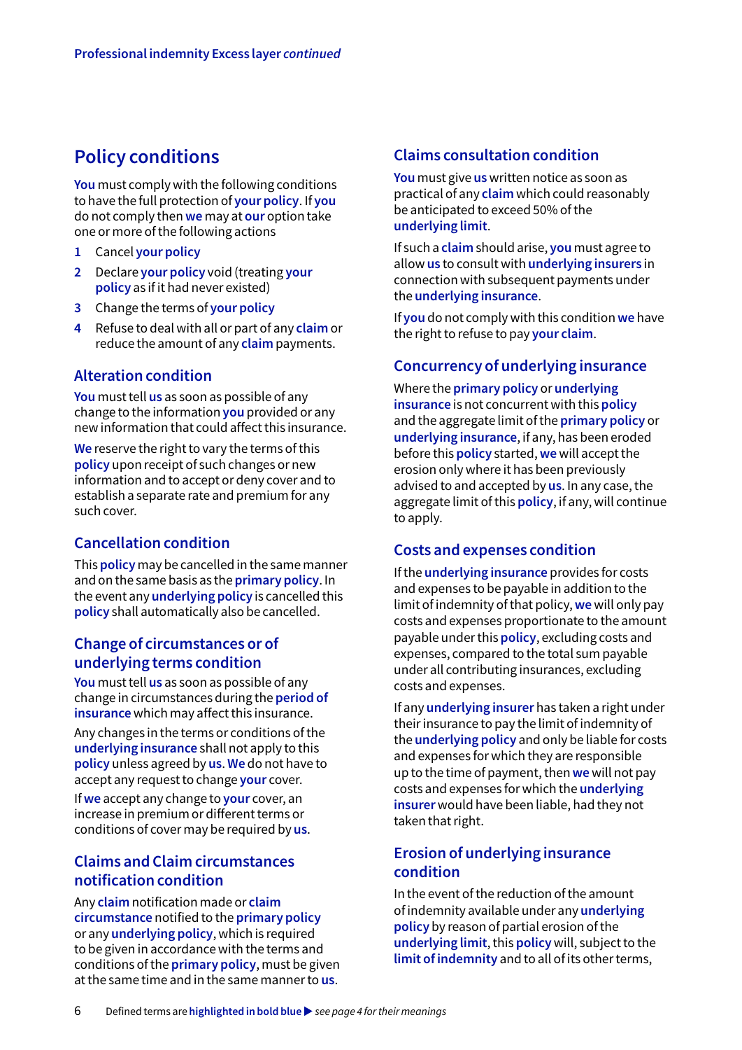## Policy conditions

**You** must comply with the following conditions to have the full protection of **your policy**. If **you** do not comply then **we** may at **our** option take one or more of the following actions

1. Cancel **your policy**
2. Declare **your policy** void (treating **your policy** as if it had never existed)
3. Change the terms of **your policy**
4. Refuse to deal with all or part of any **claim** or reduce the amount of any **claim** payments.

### Alteration condition

**You** must tell **us** as soon as possible of any change to the information **you** provided or any new information that could affect this insurance.

**We** reserve the right to vary the terms of this **policy** upon receipt of such changes or new information and to accept or deny cover and to establish a separate rate and premium for any such cover.

### Cancellation condition

This **policy** may be cancelled in the same manner and on the same basis as the **primary policy**. In the event any **underlying policy** is cancelled this **policy** shall automatically also be cancelled.

### Change of circumstances or of underlying terms condition

**You** must tell **us** as soon as possible of any change in circumstances during the **period of insurance** which may affect this insurance.

Any changes in the terms or conditions of the **underlying insurance** shall not apply to this **policy** unless agreed by **us**. **We** do not have to accept any request to change **your** cover.

If **we** accept any change to **your** cover, an increase in premium or different terms or conditions of cover may be required by **us**.

### Claims and Claim circumstances notification condition

Any **claim** notification made or **claim circumstance** notified to the **primary policy** or any **underlying policy**, which is required to be given in accordance with the terms and conditions of the **primary policy**, must be given at the same time and in the same manner to **us**.

### Claims consultation condition

**You** must give **us** written notice as soon as practical of any **claim** which could reasonably be anticipated to exceed 50% of the **underlying limit**.

If such a **claim** should arise, **you** must agree to allow **us** to consult with **underlying insurers** in connection with subsequent payments under the **underlying insurance**.

If **you** do not comply with this condition **we** have the right to refuse to pay **your claim**.

### Concurrency of underlying insurance

Where the **primary policy** or **underlying insurance** is not concurrent with this **policy** and the aggregate limit of the **primary policy** or **underlying insurance**, if any, has been eroded before this **policy** started, **we** will accept the erosion only where it has been previously advised to and accepted by **us**. In any case, the aggregate limit of this **policy**, if any, will continue to apply.

### Costs and expenses condition

If the **underlying insurance** provides for costs and expenses to be payable in addition to the limit of indemnity of that policy, **we** will only pay costs and expenses proportionate to the amount payable under this **policy**, excluding costs and expenses, compared to the total sum payable under all contributing insurances, excluding costs and expenses.

If any **underlying insurer** has taken a right under their insurance to pay the limit of indemnity of the **underlying policy** and only be liable for costs and expenses for which they are responsible up to the time of payment, then **we** will not pay costs and expenses for which the **underlying insurer** would have been liable, had they not taken that right.

### Erosion of underlying insurance condition

In the event of the reduction of the amount of indemnity available under any **underlying policy** by reason of partial erosion of the **underlying limit**, this **policy** will, subject to the **limit of indemnity** and to all of its other terms,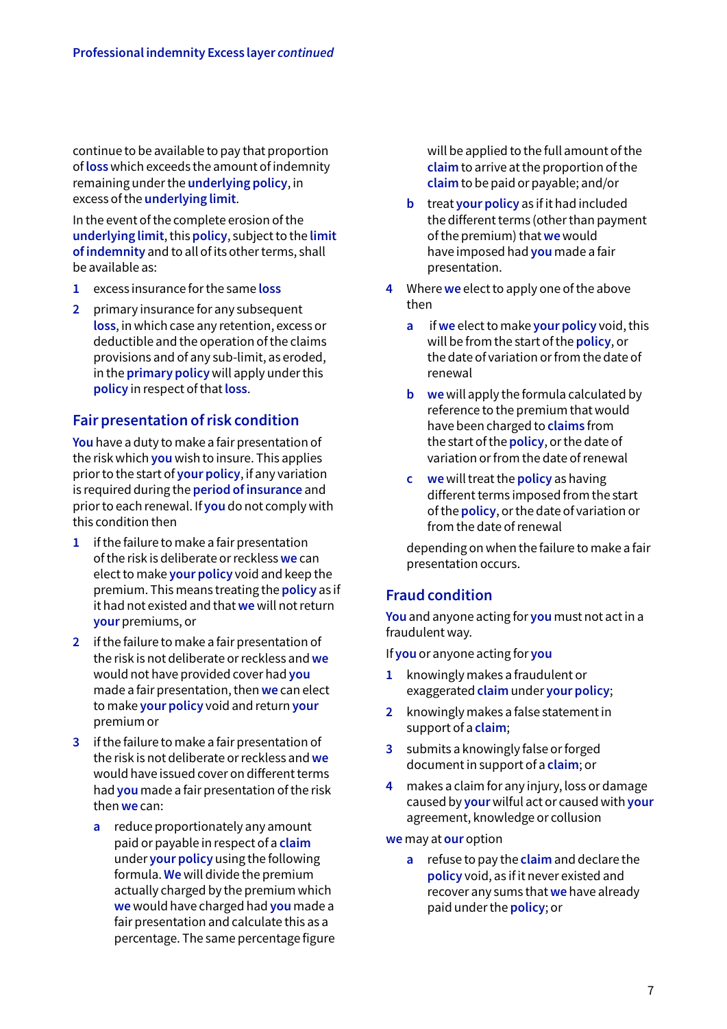continue to be available to pay that proportion of **loss** which exceeds the amount of indemnity remaining under the **underlying policy**, in excess of the **underlying limit**.

In the event of the complete erosion of the **underlying limit**, this **policy**, subject to the **limit of indemnity** and to all of its other terms, shall be available as:

1. excess insurance for the same **loss**
2. primary insurance for any subsequent **loss**, in which case any retention, excess or deductible and the operation of the claims provisions and of any sub-limit, as eroded, in the **primary policy** will apply under this **policy** in respect of that **loss**.

## Fair presentation of risk condition

**You** have a duty to make a fair presentation of the risk which **you** wish to insure. This applies prior to the start of **your policy**, if any variation is required during the **period of insurance** and prior to each renewal. If **you** do not comply with this condition then

1. if the failure to make a fair presentation of the risk is deliberate or reckless **we** can elect to make **your policy** void and keep the premium. This means treating the **policy** as if it had not existed and that **we** will not return **your** premiums, or
2. if the failure to make a fair presentation of the risk is not deliberate or reckless and **we** would not have provided cover had **you** made a fair presentation, then **we** can elect to make **your policy** void and return **your** premium or
3. if the failure to make a fair presentation of the risk is not deliberate or reckless and **we** would have issued cover on different terms had **you** made a fair presentation of the risk then **we** can:
   a. reduce proportionately any amount paid or payable in respect of a **claim** under **your policy** using the following formula. **We** will divide the premium actually charged by the premium which **we** would have charged had **you** made a fair presentation and calculate this as a percentage. The same percentage figure will be applied to the full amount of the **claim** to arrive at the proportion of the **claim** to be paid or payable; and/or
   b. treat **your policy** as if it had included the different terms (other than payment of the premium) that **we** would have imposed had **you** made a fair presentation.
4. Where **we** elect to apply one of the above then
   a. if **we** elect to make **your policy** void, this will be from the start of the **policy**, or the date of variation or from the date of renewal
   b. **we** will apply the formula calculated by reference to the premium that would have been charged to **claims** from the start of the **policy**, or the date of variation or from the date of renewal
   c. **we** will treat the **policy** as having different terms imposed from the start of the **policy**, or the date of variation or from the date of renewal

   depending on when the failure to make a fair presentation occurs.

## Fraud condition

**You** and anyone acting for **you** must not act in a fraudulent way.

If **you** or anyone acting for **you**

1. knowingly makes a fraudulent or exaggerated **claim** under **your policy**;
2. knowingly makes a false statement in support of a **claim**;
3. submits a knowingly false or forged document in support of a **claim**; or
4. makes a claim for any injury, loss or damage caused by **your** wilful act or caused with **your** agreement, knowledge or collusion

**we** may at **our** option

   a. refuse to pay the **claim** and declare the **policy** void, as if it never existed and recover any sums that **we** have already paid under the **policy**; or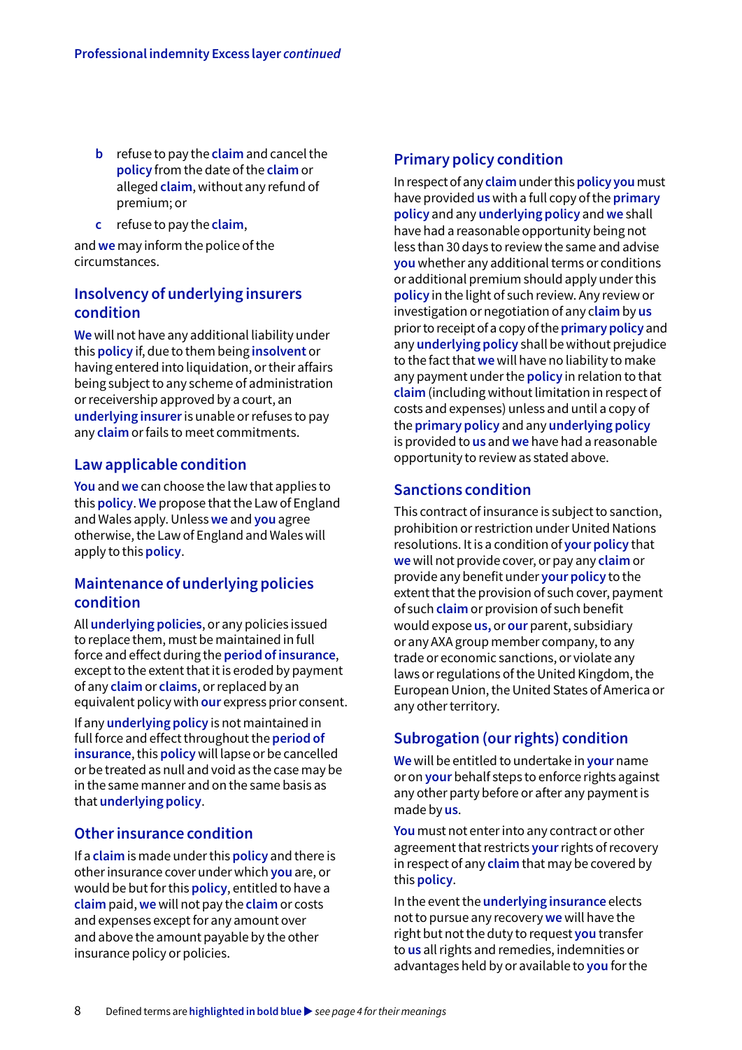b refuse to pay the **claim** and cancel the **policy** from the date of the **claim** or alleged **claim**, without any refund of premium; or

c refuse to pay the **claim**,

and **we** may inform the police of the circumstances.

## Insolvency of underlying insurers condition

**We** will not have any additional liability under this **policy** if, due to them being **insolvent** or having entered into liquidation, or their affairs being subject to any scheme of administration or receivership approved by a court, an **underlying insurer** is unable or refuses to pay any **claim** or fails to meet commitments.

## Law applicable condition

**You** and **we** can choose the law that applies to this **policy**. **We** propose that the Law of England and Wales apply. Unless **we** and **you** agree otherwise, the Law of England and Wales will apply to this **policy**.

## Maintenance of underlying policies condition

All **underlying policies**, or any policies issued to replace them, must be maintained in full force and effect during the **period of insurance**, except to the extent that it is eroded by payment of any **claim** or **claims**, or replaced by an equivalent policy with **our** express prior consent.

If any **underlying policy** is not maintained in full force and effect throughout the **period of insurance**, this **policy** will lapse or be cancelled or be treated as null and void as the case may be in the same manner and on the same basis as that **underlying policy**.

## Other insurance condition

If a **claim** is made under this **policy** and there is other insurance cover under which **you** are, or would be but for this **policy**, entitled to have a **claim** paid, **we** will not pay the **claim** or costs and expenses except for any amount over and above the amount payable by the other insurance policy or policies.

## Primary policy condition

In respect of any **claim** under this **policy you** must have provided **us** with a full copy of the **primary policy** and any **underlying policy** and **we** shall have had a reasonable opportunity being not less than 30 days to review the same and advise **you** whether any additional terms or conditions or additional premium should apply under this **policy** in the light of such review. Any review or investigation or negotiation of any **claim** by **us** prior to receipt of a copy of the **primary policy** and any **underlying policy** shall be without prejudice to the fact that **we** will have no liability to make any payment under the **policy** in relation to that **claim** (including without limitation in respect of costs and expenses) unless and until a copy of the **primary policy** and any **underlying policy** is provided to **us** and **we** have had a reasonable opportunity to review as stated above.

## Sanctions condition

This contract of insurance is subject to sanction, prohibition or restriction under United Nations resolutions. It is a condition of **your policy** that **we** will not provide cover, or pay any **claim** or provide any benefit under **your policy** to the extent that the provision of such cover, payment of such **claim** or provision of such benefit would expose **us,** or **our** parent, subsidiary or any AXA group member company, to any trade or economic sanctions, or violate any laws or regulations of the United Kingdom, the European Union, the United States of America or any other territory.

## Subrogation (our rights) condition

**We** will be entitled to undertake in **your** name or on **your** behalf steps to enforce rights against any other party before or after any payment is made by **us**.

**You** must not enter into any contract or other agreement that restricts **your** rights of recovery in respect of any **claim** that may be covered by this **policy**.

In the event the **underlying insurance** elects not to pursue any recovery **we** will have the right but not the duty to request **you** transfer to **us** all rights and remedies, indemnities or advantages held by or available to **you** for the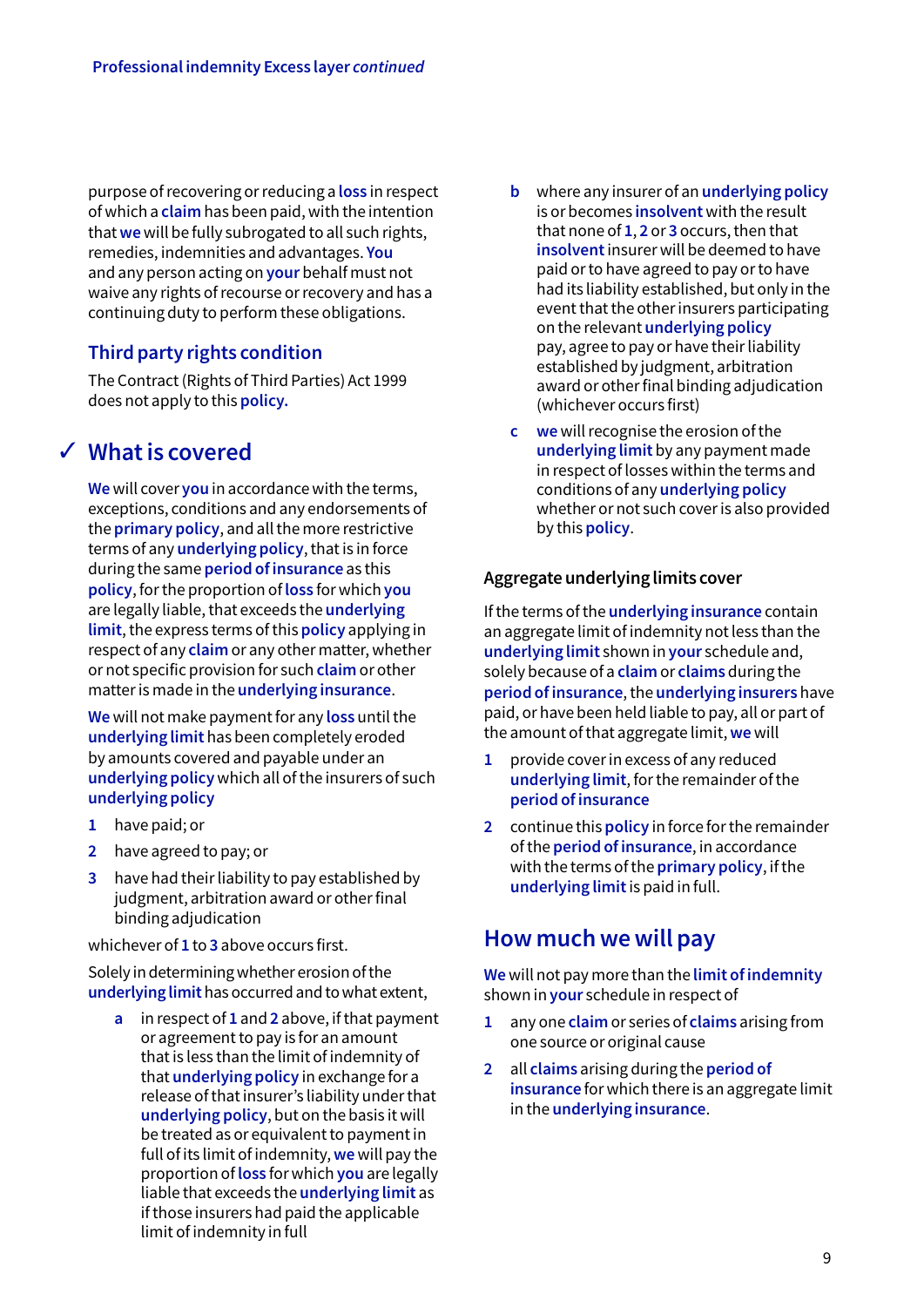purpose of recovering or reducing a **loss** in respect of which a **claim** has been paid, with the intention that **we** will be fully subrogated to all such rights, remedies, indemnities and advantages. **You** and any person acting on **your** behalf must not waive any rights of recourse or recovery and has a continuing duty to perform these obligations.

## Third party rights condition

The Contract (Rights of Third Parties) Act 1999 does not apply to this **policy.**

## ✓ What is covered

**We** will cover **you** in accordance with the terms, exceptions, conditions and any endorsements of the **primary policy**, and all the more restrictive terms of any **underlying policy**, that is in force during the same **period of insurance** as this **policy**, for the proportion of **loss** for which **you** are legally liable, that exceeds the **underlying limit**, the express terms of this **policy** applying in respect of any **claim** or any other matter, whether or not specific provision for such **claim** or other matter is made in the **underlying insurance**.

**We** will not make payment for any **loss** until the **underlying limit** has been completely eroded by amounts covered and payable under an **underlying policy** which all of the insurers of such **underlying policy**

1. have paid; or
2. have agreed to pay; or
3. have had their liability to pay established by judgment, arbitration award or other final binding adjudication

whichever of **1** to **3** above occurs first.

Solely in determining whether erosion of the **underlying limit** has occurred and to what extent,

- **a** in respect of **1** and **2** above, if that payment or agreement to pay is for an amount that is less than the limit of indemnity of that **underlying policy** in exchange for a release of that insurer's liability under that **underlying policy**, but on the basis it will be treated as or equivalent to payment in full of its limit of indemnity, **we** will pay the proportion of **loss** for which **you** are legally liable that exceeds the **underlying limit** as if those insurers had paid the applicable limit of indemnity in full
- **b** where any insurer of an **underlying policy** is or becomes **insolvent** with the result that none of **1**, **2** or **3** occurs, then that **insolvent** insurer will be deemed to have paid or to have agreed to pay or to have had its liability established, but only in the event that the other insurers participating on the relevant **underlying policy** pay, agree to pay or have their liability established by judgment, arbitration award or other final binding adjudication (whichever occurs first)
- **c** **we** will recognise the erosion of the **underlying limit** by any payment made in respect of losses within the terms and conditions of any **underlying policy** whether or not such cover is also provided by this **policy**.

### Aggregate underlying limits cover

If the terms of the **underlying insurance** contain an aggregate limit of indemnity not less than the **underlying limit** shown in **your** schedule and, solely because of a **claim** or **claims** during the **period of insurance**, the **underlying insurers** have paid, or have been held liable to pay, all or part of the amount of that aggregate limit, **we** will

1. provide cover in excess of any reduced **underlying limit**, for the remainder of the **period of insurance**
2. continue this **policy** in force for the remainder of the **period of insurance**, in accordance with the terms of the **primary policy**, if the **underlying limit** is paid in full.

## How much we will pay

**We** will not pay more than the **limit of indemnity** shown in **your** schedule in respect of

1. any one **claim** or series of **claims** arising from one source or original cause
2. all **claims** arising during the **period of insurance** for which there is an aggregate limit in the **underlying insurance**.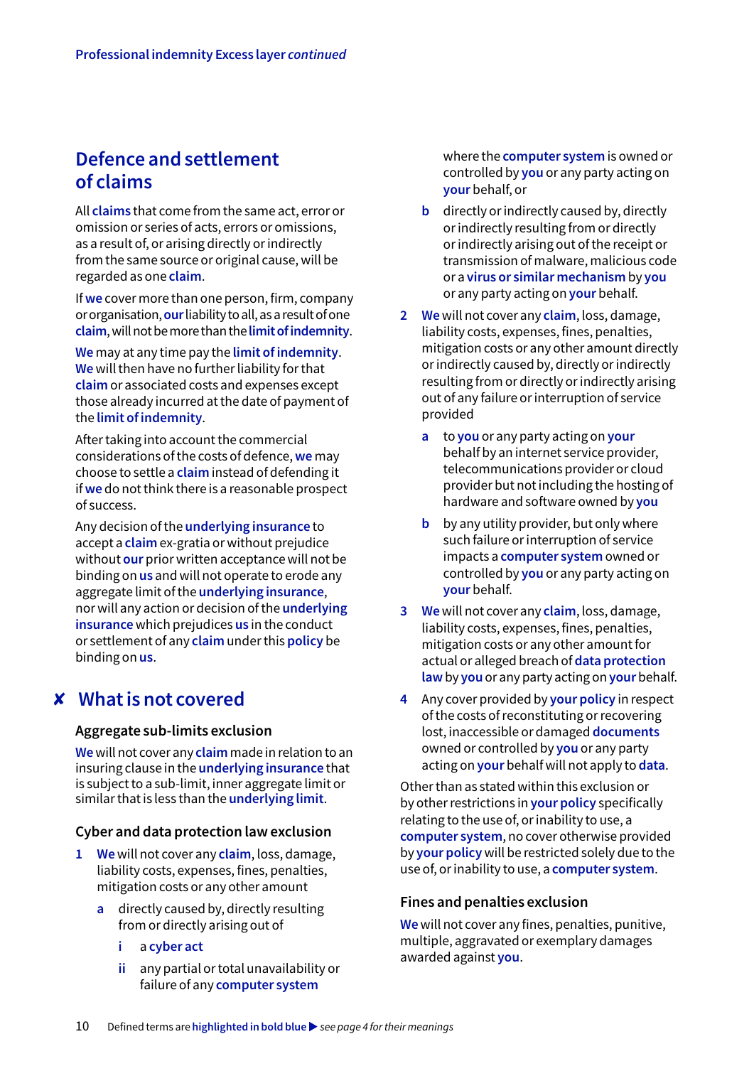## Defence and settlement of claims

All **claims** that come from the same act, error or omission or series of acts, errors or omissions, as a result of, or arising directly or indirectly from the same source or original cause, will be regarded as one **claim**.

If **we** cover more than one person, firm, company or organisation, **our** liability to all, as a result of one **claim**, will not be more than the **limit of indemnity**.

**We** may at any time pay the **limit of indemnity**. **We** will then have no further liability for that **claim** or associated costs and expenses except those already incurred at the date of payment of the **limit of indemnity**.

After taking into account the commercial considerations of the costs of defence, **we** may choose to settle a **claim** instead of defending it if **we** do not think there is a reasonable prospect of success.

Any decision of the **underlying insurance** to accept a **claim** ex-gratia or without prejudice without **our** prior written acceptance will not be binding on **us** and will not operate to erode any aggregate limit of the **underlying insurance**, nor will any action or decision of the **underlying insurance** which prejudices **us** in the conduct or settlement of any **claim** under this **policy** be binding on **us**.

## ✘ What is not covered

### Aggregate sub-limits exclusion

**We** will not cover any **claim** made in relation to an insuring clause in the **underlying insurance** that is subject to a sub-limit, inner aggregate limit or similar that is less than the **underlying limit**.

### Cyber and data protection law exclusion

1. **We** will not cover any **claim**, loss, damage, liability costs, expenses, fines, penalties, mitigation costs or any other amount
   - a. directly caused by, directly resulting from or directly arising out of
     - i. a **cyber act**
     - ii. any partial or total unavailability or failure of any **computer system**

     where the **computer system** is owned or controlled by **you** or any party acting on **your** behalf, or
   - b. directly or indirectly caused by, directly or indirectly resulting from or directly or indirectly arising out of the receipt or transmission of malware, malicious code or a **virus or similar mechanism** by **you** or any party acting on **your** behalf.
2. **We** will not cover any **claim**, loss, damage, liability costs, expenses, fines, penalties, mitigation costs or any other amount directly or indirectly caused by, directly or indirectly resulting from or directly or indirectly arising out of any failure or interruption of service provided
   - a. to **you** or any party acting on **your** behalf by an internet service provider, telecommunications provider or cloud provider but not including the hosting of hardware and software owned by **you**
   - b. by any utility provider, but only where such failure or interruption of service impacts a **computer system** owned or controlled by **you** or any party acting on **your** behalf.
3. **We** will not cover any **claim**, loss, damage, liability costs, expenses, fines, penalties, mitigation costs or any other amount for actual or alleged breach of **data protection law** by **you** or any party acting on **your** behalf.
4. Any cover provided by **your policy** in respect of the costs of reconstituting or recovering lost, inaccessible or damaged **documents** owned or controlled by **you** or any party acting on **your** behalf will not apply to **data**.

Other than as stated within this exclusion or by other restrictions in **your policy** specifically relating to the use of, or inability to use, a **computer system**, no cover otherwise provided by **your policy** will be restricted solely due to the use of, or inability to use, a **computer system**.

### Fines and penalties exclusion

**We** will not cover any fines, penalties, punitive, multiple, aggravated or exemplary damages awarded against **you**.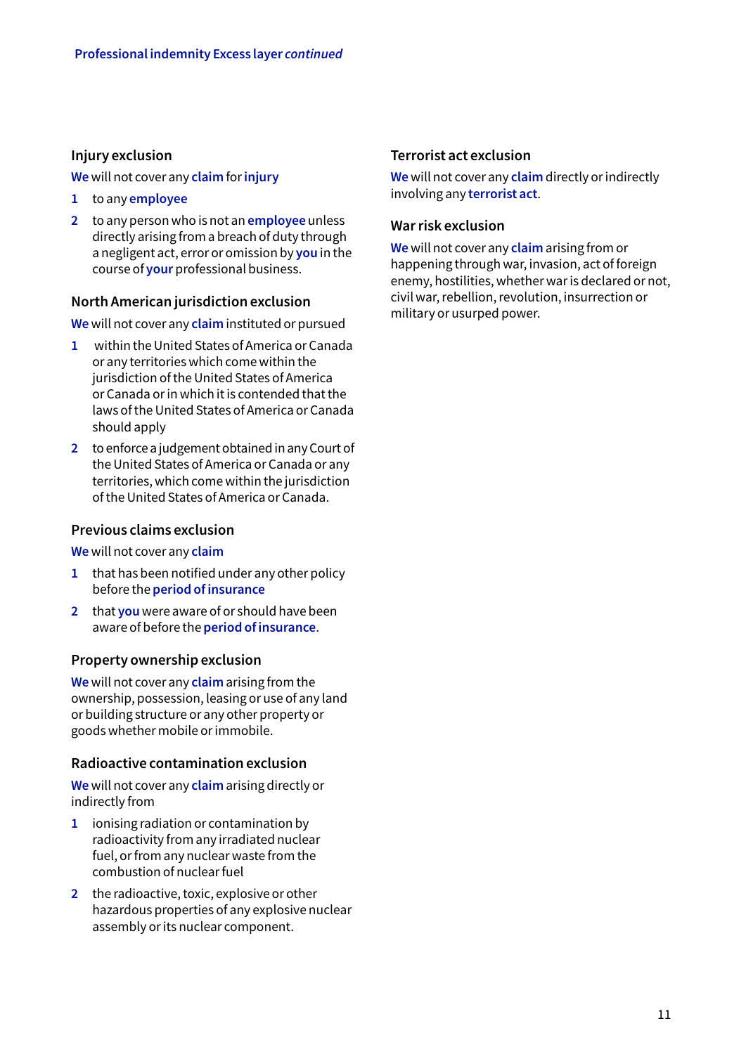### Injury exclusion

**We** will not cover any **claim** for **injury**

1. to any **employee**
2. to any person who is not an **employee** unless directly arising from a breach of duty through a negligent act, error or omission by **you** in the course of **your** professional business.

### North American jurisdiction exclusion

**We** will not cover any **claim** instituted or pursued

1. within the United States of America or Canada or any territories which come within the jurisdiction of the United States of America or Canada or in which it is contended that the laws of the United States of America or Canada should apply
2. to enforce a judgement obtained in any Court of the United States of America or Canada or any territories, which come within the jurisdiction of the United States of America or Canada.

### Previous claims exclusion

**We** will not cover any **claim**

1. that has been notified under any other policy before the **period of insurance**
2. that **you** were aware of or should have been aware of before the **period of insurance**.

### Property ownership exclusion

**We** will not cover any **claim** arising from the ownership, possession, leasing or use of any land or building structure or any other property or goods whether mobile or immobile.

### Radioactive contamination exclusion

**We** will not cover any **claim** arising directly or indirectly from

1. ionising radiation or contamination by radioactivity from any irradiated nuclear fuel, or from any nuclear waste from the combustion of nuclear fuel
2. the radioactive, toxic, explosive or other hazardous properties of any explosive nuclear assembly or its nuclear component.

### Terrorist act exclusion

**We** will not cover any **claim** directly or indirectly involving any **terrorist act**.

### War risk exclusion

**We** will not cover any **claim** arising from or happening through war, invasion, act of foreign enemy, hostilities, whether war is declared or not, civil war, rebellion, revolution, insurrection or military or usurped power.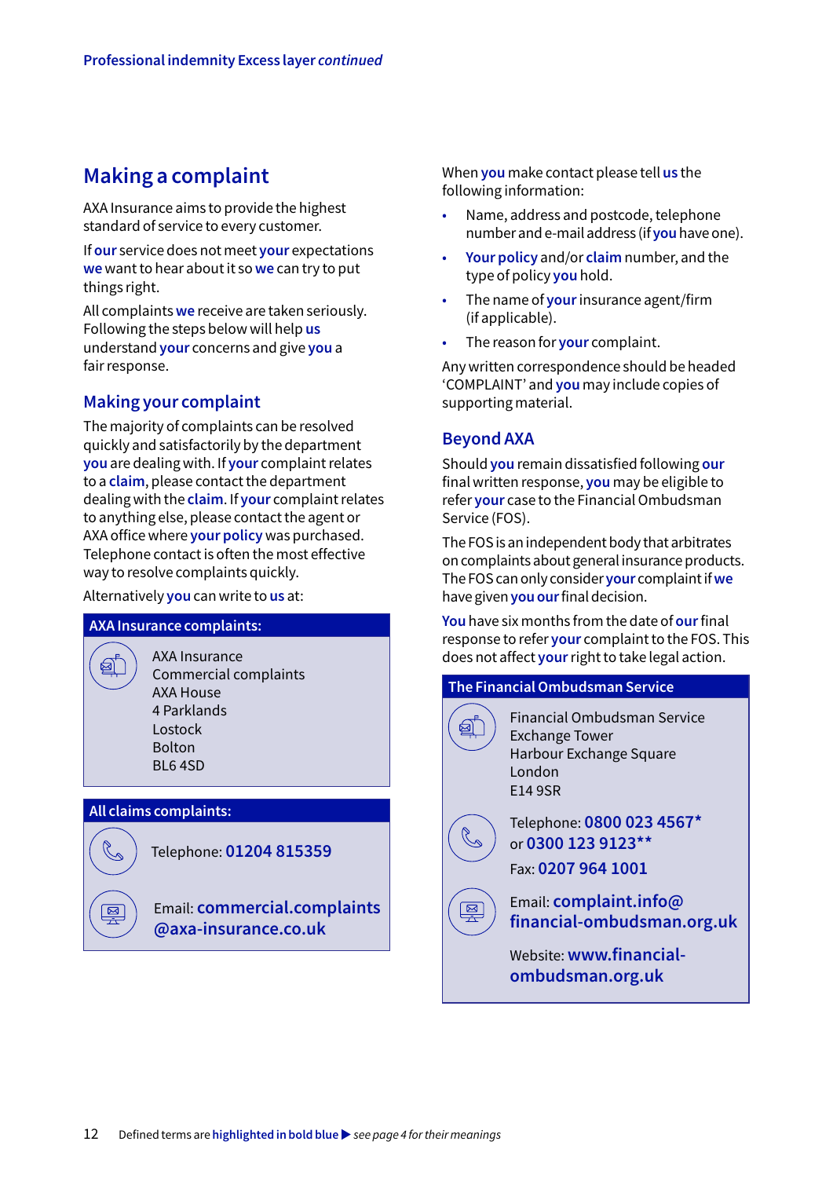# Making a complaint

AXA Insurance aims to provide the highest standard of service to every customer.

If **our** service does not meet **your** expectations **we** want to hear about it so **we** can try to put things right.

All complaints **we** receive are taken seriously. Following the steps below will help **us** understand **your** concerns and give **you** a fair response.

## Making your complaint

The majority of complaints can be resolved quickly and satisfactorily by the department **you** are dealing with. If **your** complaint relates to a **claim**, please contact the department dealing with the **claim**. If **your** complaint relates to anything else, please contact the agent or AXA office where **your policy** was purchased. Telephone contact is often the most effective way to resolve complaints quickly.

Alternatively **you** can write to **us** at:

**AXA Insurance complaints:**

AXA Insurance
Commercial complaints
AXA House
4 Parklands
Lostock
Bolton
BL6 4SD

**All claims complaints:**

Telephone: **01204 815359**

Email: **commercial.complaints@axa-insurance.co.uk**

When **you** make contact please tell **us** the following information:

- Name, address and postcode, telephone number and e-mail address (if **you** have one).
- **Your policy** and/or **claim** number, and the type of policy **you** hold.
- The name of **your** insurance agent/firm (if applicable).
- The reason for **your** complaint.

Any written correspondence should be headed 'COMPLAINT' and **you** may include copies of supporting material.

## Beyond AXA

Should **you** remain dissatisfied following **our** final written response, **you** may be eligible to refer **your** case to the Financial Ombudsman Service (FOS).

The FOS is an independent body that arbitrates on complaints about general insurance products. The FOS can only consider **your** complaint if **we** have given **you our** final decision.

**You** have six months from the date of **our** final response to refer **your** complaint to the FOS. This does not affect **your** right to take legal action.

**The Financial Ombudsman Service**

Financial Ombudsman Service
Exchange Tower
Harbour Exchange Square
London
E14 9SR

Telephone: **0800 023 4567***
or **0300 123 9123****

Fax: **0207 964 1001**

Email: **complaint.info@financial-ombudsman.org.uk**

Website: **www.financial-ombudsman.org.uk**

Defined terms are **highlighted in bold blue** ▶ *see page 4 for their meanings*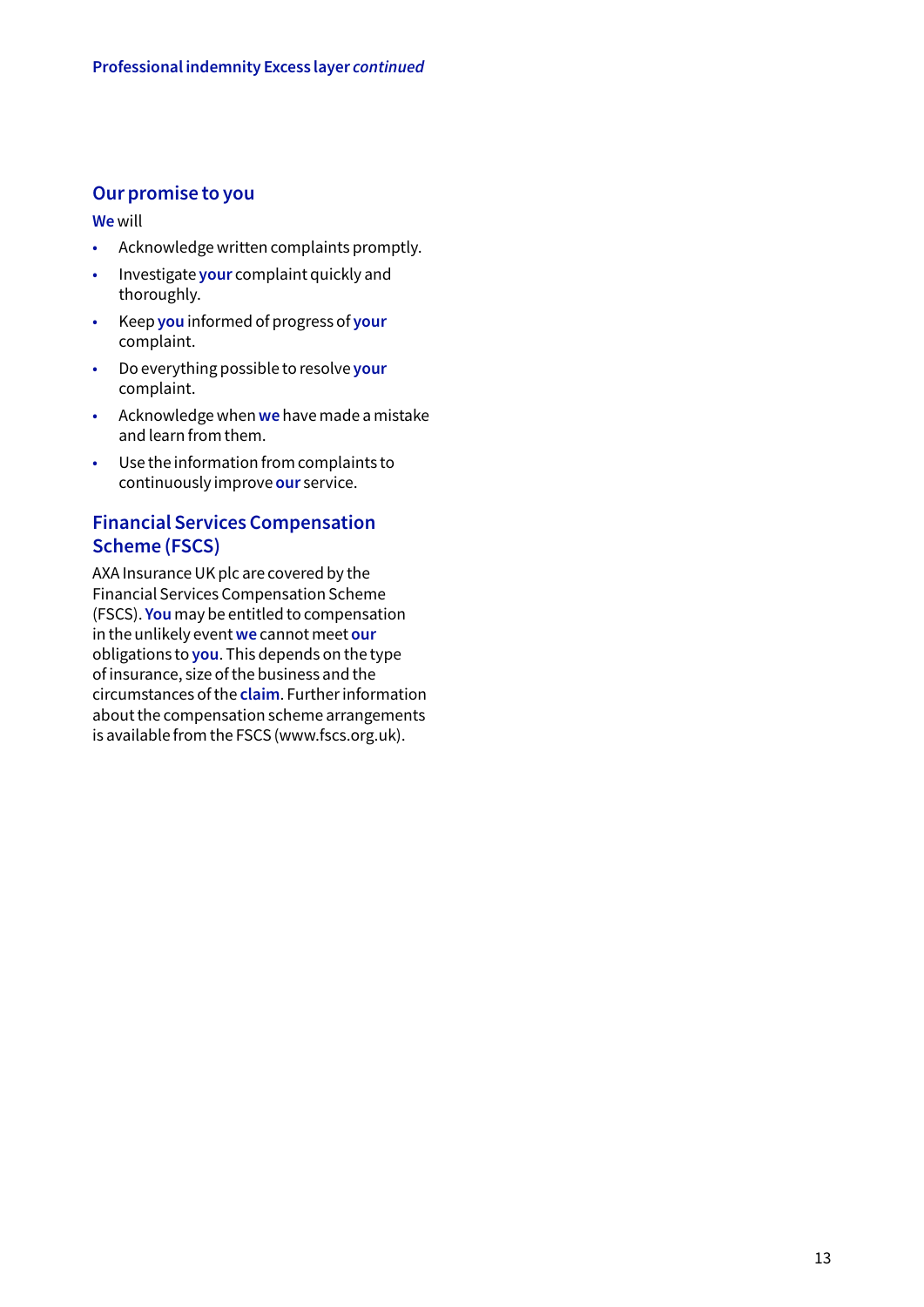## Our promise to you

**We** will

- Acknowledge written complaints promptly.
- Investigate **your** complaint quickly and thoroughly.
- Keep **you** informed of progress of **your** complaint.
- Do everything possible to resolve **your** complaint.
- Acknowledge when **we** have made a mistake and learn from them.
- Use the information from complaints to continuously improve **our** service.

## Financial Services Compensation Scheme (FSCS)

AXA Insurance UK plc are covered by the Financial Services Compensation Scheme (FSCS). **You** may be entitled to compensation in the unlikely event **we** cannot meet **our** obligations to **you**. This depends on the type of insurance, size of the business and the circumstances of the **claim**. Further information about the compensation scheme arrangements is available from the FSCS (www.fscs.org.uk).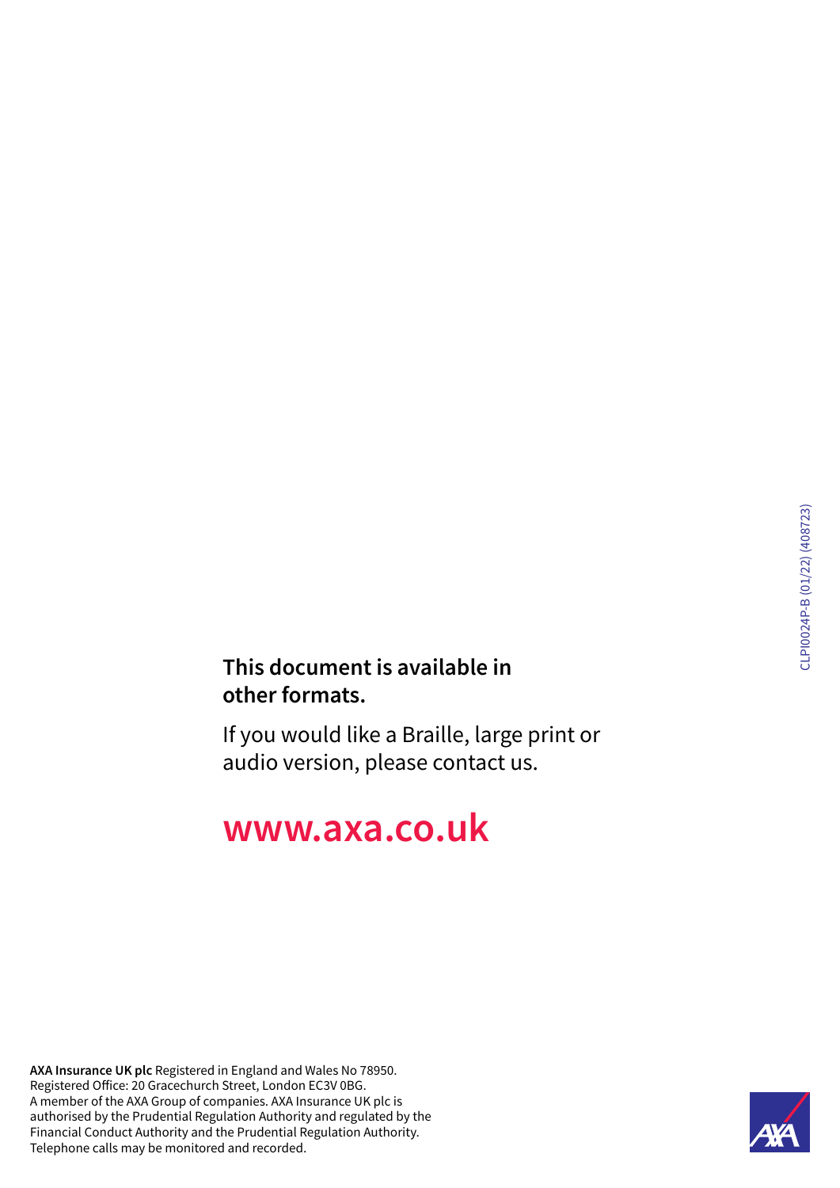**This document is available in other formats.**

If you would like a Braille, large print or audio version, please contact us.

**www.axa.co.uk**

CLPI0024P-B (01/22) (408723)

**AXA Insurance UK plc** Registered in England and Wales No 78950.
Registered Office: 20 Gracechurch Street, London EC3V 0BG.
A member of the AXA Group of companies. AXA Insurance UK plc is authorised by the Prudential Regulation Authority and regulated by the Financial Conduct Authority and the Prudential Regulation Authority.
Telephone calls may be monitored and recorded.